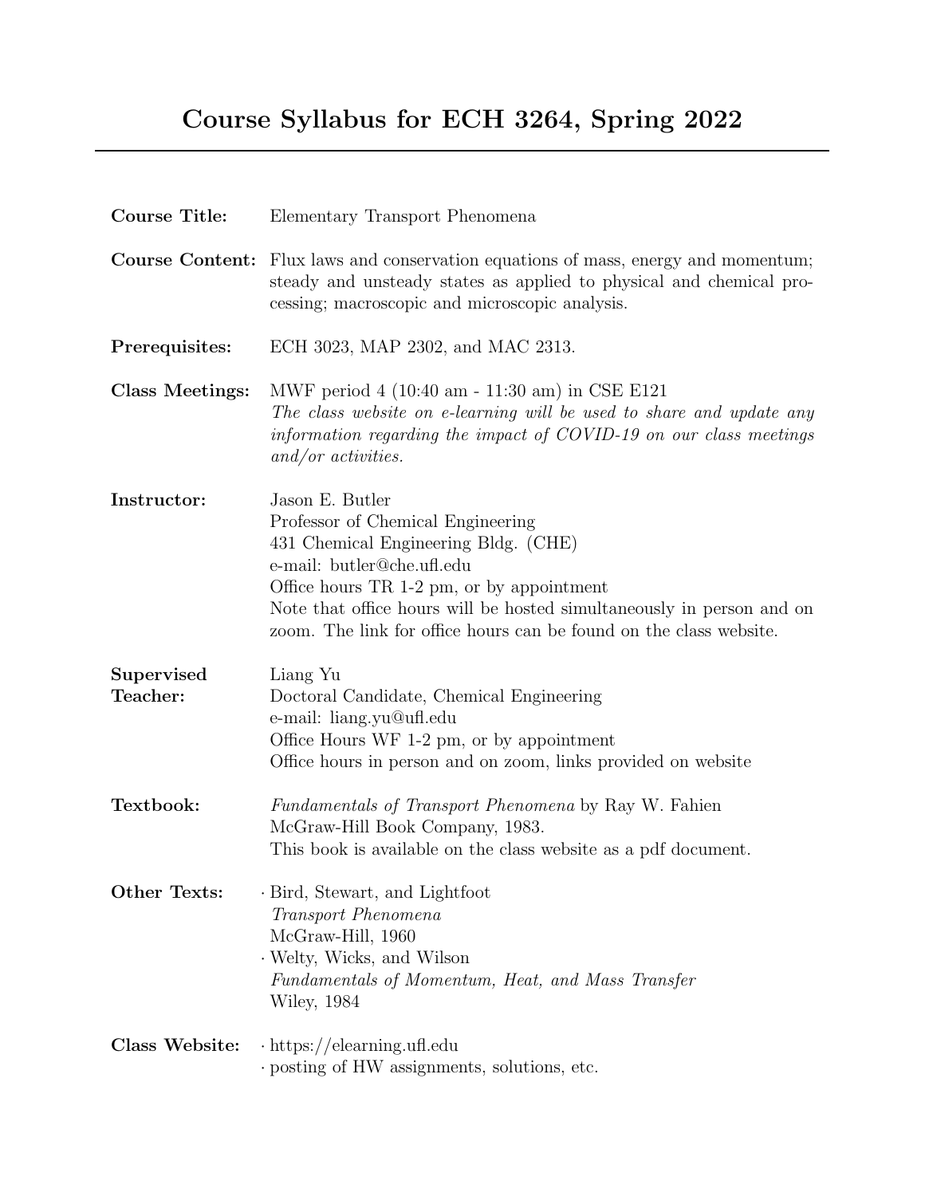# Course Syllabus for ECH 3264, Spring 2022

**Course Title:** Elementary Transport Phenomena

**Course Content:** Flux laws and conservation equations of mass, energy and momentum; steady and unsteady states as applied to physical and chemical processing; macroscopic and microscopic analysis.

**Prerequisites:** ECH 3023, MAP 2302, and MAC 2313.

**Class Meetings:** MWF period 4 (10:40 am - 11:30 am) in CSE E121
*The class website on e-learning will be used to share and update any information regarding the impact of COVID-19 on our class meetings and/or activities.*

**Instructor:** Jason E. Butler
Professor of Chemical Engineering
431 Chemical Engineering Bldg. (CHE)
e-mail: butler@che.ufl.edu
Office hours TR 1-2 pm, or by appointment
Note that office hours will be hosted simultaneously in person and on zoom. The link for office hours can be found on the class website.

**Supervised Teacher:** Liang Yu
Doctoral Candidate, Chemical Engineering
e-mail: liang.yu@ufl.edu
Office Hours WF 1-2 pm, or by appointment
Office hours in person and on zoom, links provided on website

**Textbook:** *Fundamentals of Transport Phenomena* by Ray W. Fahien
McGraw-Hill Book Company, 1983.
This book is available on the class website as a pdf document.

**Other Texts:**
- Bird, Stewart, and Lightfoot
  *Transport Phenomena*
  McGraw-Hill, 1960
- Welty, Wicks, and Wilson
  *Fundamentals of Momentum, Heat, and Mass Transfer*
  Wiley, 1984

**Class Website:**
- https://elearning.ufl.edu
- posting of HW assignments, solutions, etc.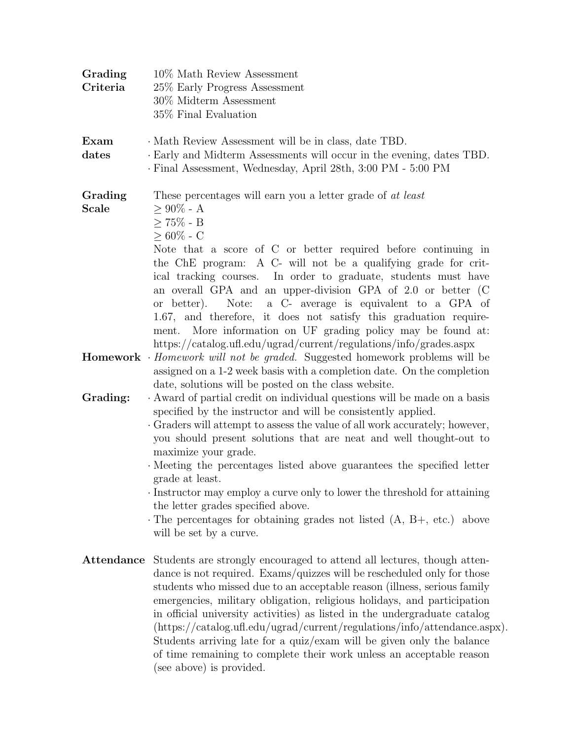**Grading Criteria**

10% Math Review Assessment
25% Early Progress Assessment
30% Midterm Assessment
35% Final Evaluation

**Exam dates**

- Math Review Assessment will be in class, date TBD.
- Early and Midterm Assessments will occur in the evening, dates TBD.
- Final Assessment, Wednesday, April 28th, 3:00 PM - 5:00 PM

**Grading Scale**

These percentages will earn you a letter grade of *at least*
$\geq$ 90% - A
$\geq$ 75% - B
$\geq$ 60% - C

Note that a score of C or better required before continuing in the ChE program: A C- will not be a qualifying grade for critical tracking courses. In order to graduate, students must have an overall GPA and an upper-division GPA of 2.0 or better (C or better). Note: a C- average is equivalent to a GPA of 1.67, and therefore, it does not satisfy this graduation requirement. More information on UF grading policy may be found at: https://catalog.ufl.edu/ugrad/current/regulations/info/grades.aspx

**Homework**

- *Homework will not be graded.* Suggested homework problems will be assigned on a 1-2 week basis with a completion date. On the completion date, solutions will be posted on the class website.

**Grading:**

- Award of partial credit on individual questions will be made on a basis specified by the instructor and will be consistently applied.
- Graders will attempt to assess the value of all work accurately; however, you should present solutions that are neat and well thought-out to maximize your grade.
- Meeting the percentages listed above guarantees the specified letter grade at least.
- Instructor may employ a curve only to lower the threshold for attaining the letter grades specified above.
- The percentages for obtaining grades not listed (A, B+, etc.) above will be set by a curve.

**Attendance**

Students are strongly encouraged to attend all lectures, though attendance is not required. Exams/quizzes will be rescheduled only for those students who missed due to an acceptable reason (illness, serious family emergencies, military obligation, religious holidays, and participation in official university activities) as listed in the undergraduate catalog (https://catalog.ufl.edu/ugrad/current/regulations/info/attendance.aspx). Students arriving late for a quiz/exam will be given only the balance of time remaining to complete their work unless an acceptable reason (see above) is provided.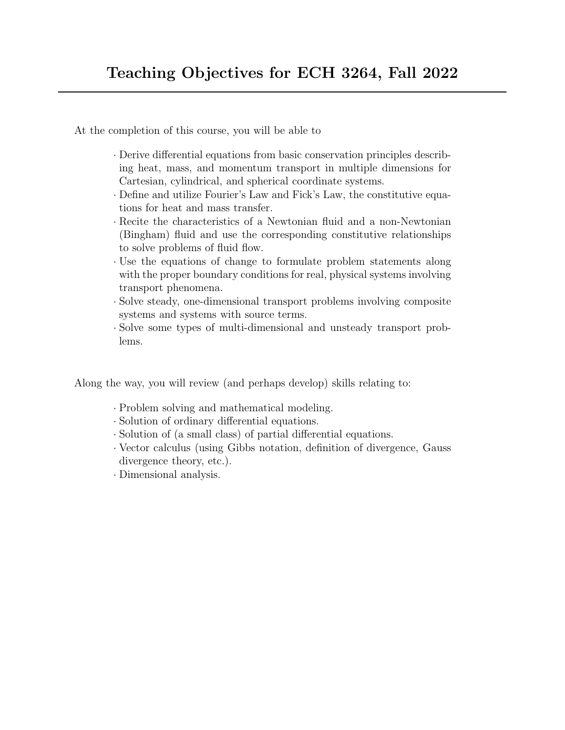# Teaching Objectives for ECH 3264, Fall 2022

At the completion of this course, you will be able to

- Derive differential equations from basic conservation principles describing heat, mass, and momentum transport in multiple dimensions for Cartesian, cylindrical, and spherical coordinate systems.
- Define and utilize Fourier's Law and Fick's Law, the constitutive equations for heat and mass transfer.
- Recite the characteristics of a Newtonian fluid and a non-Newtonian (Bingham) fluid and use the corresponding constitutive relationships to solve problems of fluid flow.
- Use the equations of change to formulate problem statements along with the proper boundary conditions for real, physical systems involving transport phenomena.
- Solve steady, one-dimensional transport problems involving composite systems and systems with source terms.
- Solve some types of multi-dimensional and unsteady transport problems.

Along the way, you will review (and perhaps develop) skills relating to:

- Problem solving and mathematical modeling.
- Solution of ordinary differential equations.
- Solution of (a small class) of partial differential equations.
- Vector calculus (using Gibbs notation, definition of divergence, Gauss divergence theory, etc.).
- Dimensional analysis.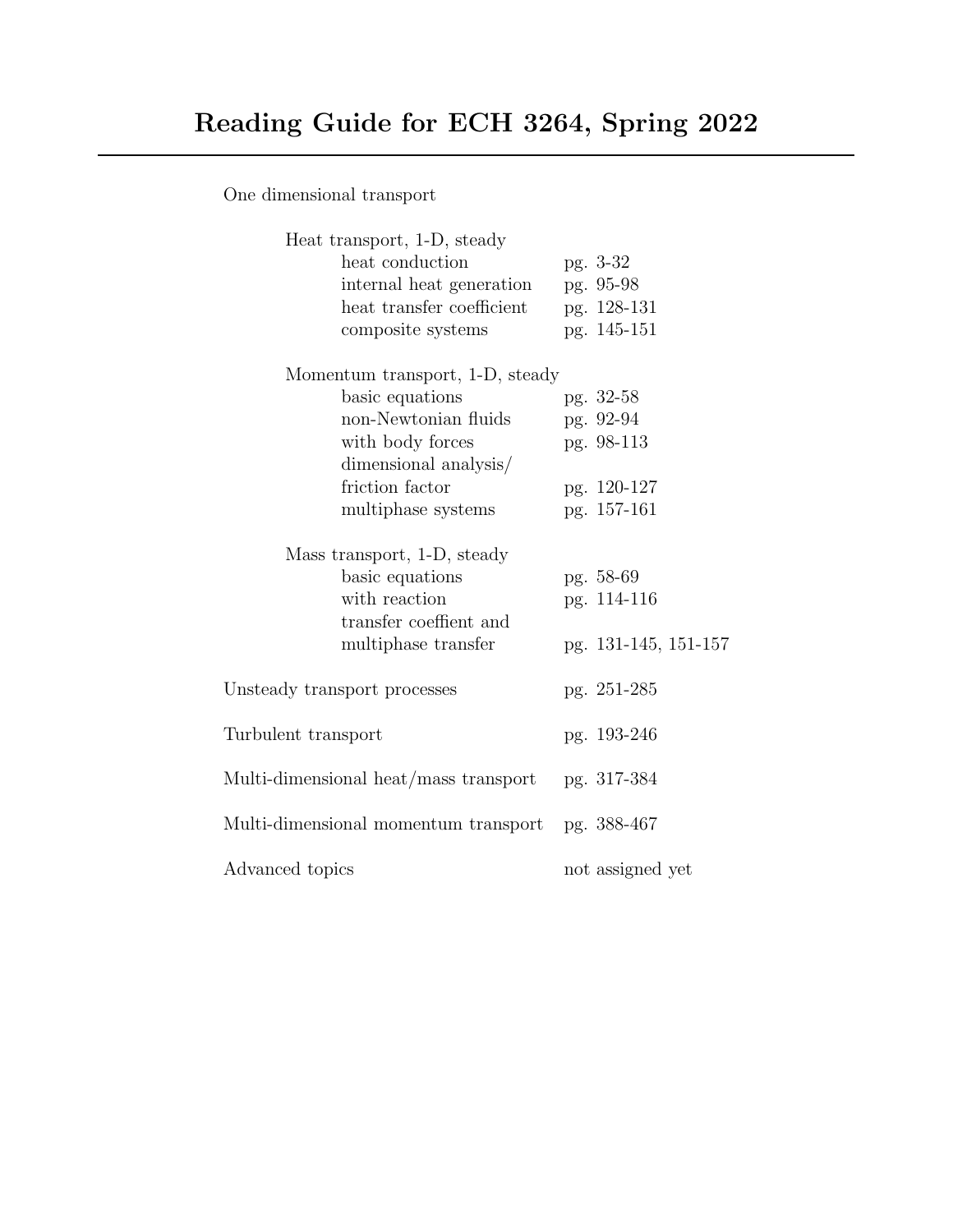# Reading Guide for ECH 3264, Spring 2022

One dimensional transport

| | |
|---|---|
| **Heat transport, 1-D, steady** | |
| heat conduction | pg. 3-32 |
| internal heat generation | pg. 95-98 |
| heat transfer coefficient | pg. 128-131 |
| composite systems | pg. 145-151 |
| **Momentum transport, 1-D, steady** | |
| basic equations | pg. 32-58 |
| non-Newtonian fluids | pg. 92-94 |
| with body forces | pg. 98-113 |
| dimensional analysis/ friction factor | pg. 120-127 |
| multiphase systems | pg. 157-161 |
| **Mass transport, 1-D, steady** | |
| basic equations | pg. 58-69 |
| with reaction | pg. 114-116 |
| transfer coeffient and multiphase transfer | pg. 131-145, 151-157 |

| | |
|---|---|
| Unsteady transport processes | pg. 251-285 |
| Turbulent transport | pg. 193-246 |
| Multi-dimensional heat/mass transport | pg. 317-384 |
| Multi-dimensional momentum transport | pg. 388-467 |
| Advanced topics | not assigned yet |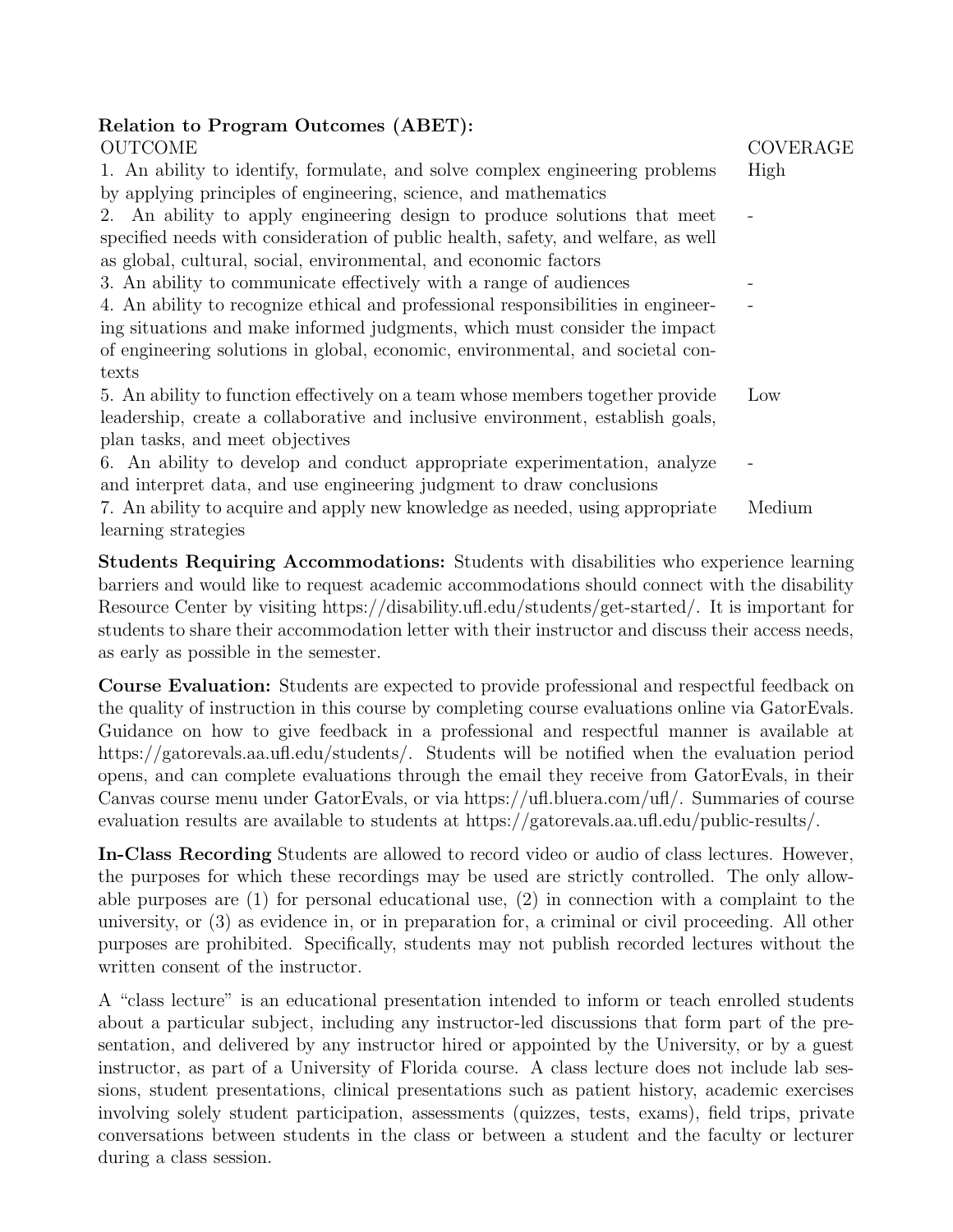**Relation to Program Outcomes (ABET):**

| OUTCOME | COVERAGE |
| --- | --- |
| 1. An ability to identify, formulate, and solve complex engineering problems by applying principles of engineering, science, and mathematics | High |
| 2. An ability to apply engineering design to produce solutions that meet specified needs with consideration of public health, safety, and welfare, as well as global, cultural, social, environmental, and economic factors | - |
| 3. An ability to communicate effectively with a range of audiences | - |
| 4. An ability to recognize ethical and professional responsibilities in engineering situations and make informed judgments, which must consider the impact of engineering solutions in global, economic, environmental, and societal contexts | - |
| 5. An ability to function effectively on a team whose members together provide leadership, create a collaborative and inclusive environment, establish goals, plan tasks, and meet objectives | Low |
| 6. An ability to develop and conduct appropriate experimentation, analyze and interpret data, and use engineering judgment to draw conclusions | - |
| 7. An ability to acquire and apply new knowledge as needed, using appropriate learning strategies | Medium |

**Students Requiring Accommodations:** Students with disabilities who experience learning barriers and would like to request academic accommodations should connect with the disability Resource Center by visiting https://disability.ufl.edu/students/get-started/. It is important for students to share their accommodation letter with their instructor and discuss their access needs, as early as possible in the semester.

**Course Evaluation:** Students are expected to provide professional and respectful feedback on the quality of instruction in this course by completing course evaluations online via GatorEvals. Guidance on how to give feedback in a professional and respectful manner is available at https://gatorevals.aa.ufl.edu/students/. Students will be notified when the evaluation period opens, and can complete evaluations through the email they receive from GatorEvals, in their Canvas course menu under GatorEvals, or via https://ufl.bluera.com/ufl/. Summaries of course evaluation results are available to students at https://gatorevals.aa.ufl.edu/public-results/.

**In-Class Recording** Students are allowed to record video or audio of class lectures. However, the purposes for which these recordings may be used are strictly controlled. The only allowable purposes are (1) for personal educational use, (2) in connection with a complaint to the university, or (3) as evidence in, or in preparation for, a criminal or civil proceeding. All other purposes are prohibited. Specifically, students may not publish recorded lectures without the written consent of the instructor.

A "class lecture" is an educational presentation intended to inform or teach enrolled students about a particular subject, including any instructor-led discussions that form part of the presentation, and delivered by any instructor hired or appointed by the University, or by a guest instructor, as part of a University of Florida course. A class lecture does not include lab sessions, student presentations, clinical presentations such as patient history, academic exercises involving solely student participation, assessments (quizzes, tests, exams), field trips, private conversations between students in the class or between a student and the faculty or lecturer during a class session.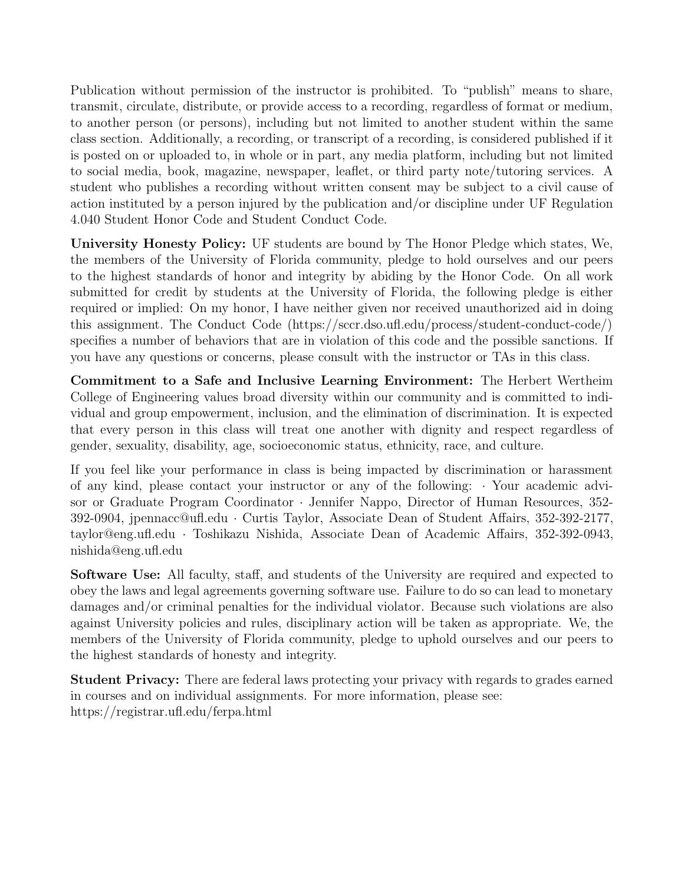Publication without permission of the instructor is prohibited. To "publish" means to share, transmit, circulate, distribute, or provide access to a recording, regardless of format or medium, to another person (or persons), including but not limited to another student within the same class section. Additionally, a recording, or transcript of a recording, is considered published if it is posted on or uploaded to, in whole or in part, any media platform, including but not limited to social media, book, magazine, newspaper, leaflet, or third party note/tutoring services. A student who publishes a recording without written consent may be subject to a civil cause of action instituted by a person injured by the publication and/or discipline under UF Regulation 4.040 Student Honor Code and Student Conduct Code.

**University Honesty Policy:** UF students are bound by The Honor Pledge which states, We, the members of the University of Florida community, pledge to hold ourselves and our peers to the highest standards of honor and integrity by abiding by the Honor Code. On all work submitted for credit by students at the University of Florida, the following pledge is either required or implied: On my honor, I have neither given nor received unauthorized aid in doing this assignment. The Conduct Code (https://sccr.dso.ufl.edu/process/student-conduct-code/) specifies a number of behaviors that are in violation of this code and the possible sanctions. If you have any questions or concerns, please consult with the instructor or TAs in this class.

**Commitment to a Safe and Inclusive Learning Environment:** The Herbert Wertheim College of Engineering values broad diversity within our community and is committed to individual and group empowerment, inclusion, and the elimination of discrimination. It is expected that every person in this class will treat one another with dignity and respect regardless of gender, sexuality, disability, age, socioeconomic status, ethnicity, race, and culture.

If you feel like your performance in class is being impacted by discrimination or harassment of any kind, please contact your instructor or any of the following: · Your academic advisor or Graduate Program Coordinator · Jennifer Nappo, Director of Human Resources, 352-392-0904, jpennacc@ufl.edu · Curtis Taylor, Associate Dean of Student Affairs, 352-392-2177, taylor@eng.ufl.edu · Toshikazu Nishida, Associate Dean of Academic Affairs, 352-392-0943, nishida@eng.ufl.edu

**Software Use:** All faculty, staff, and students of the University are required and expected to obey the laws and legal agreements governing software use. Failure to do so can lead to monetary damages and/or criminal penalties for the individual violator. Because such violations are also against University policies and rules, disciplinary action will be taken as appropriate. We, the members of the University of Florida community, pledge to uphold ourselves and our peers to the highest standards of honesty and integrity.

**Student Privacy:** There are federal laws protecting your privacy with regards to grades earned in courses and on individual assignments. For more information, please see:
https://registrar.ufl.edu/ferpa.html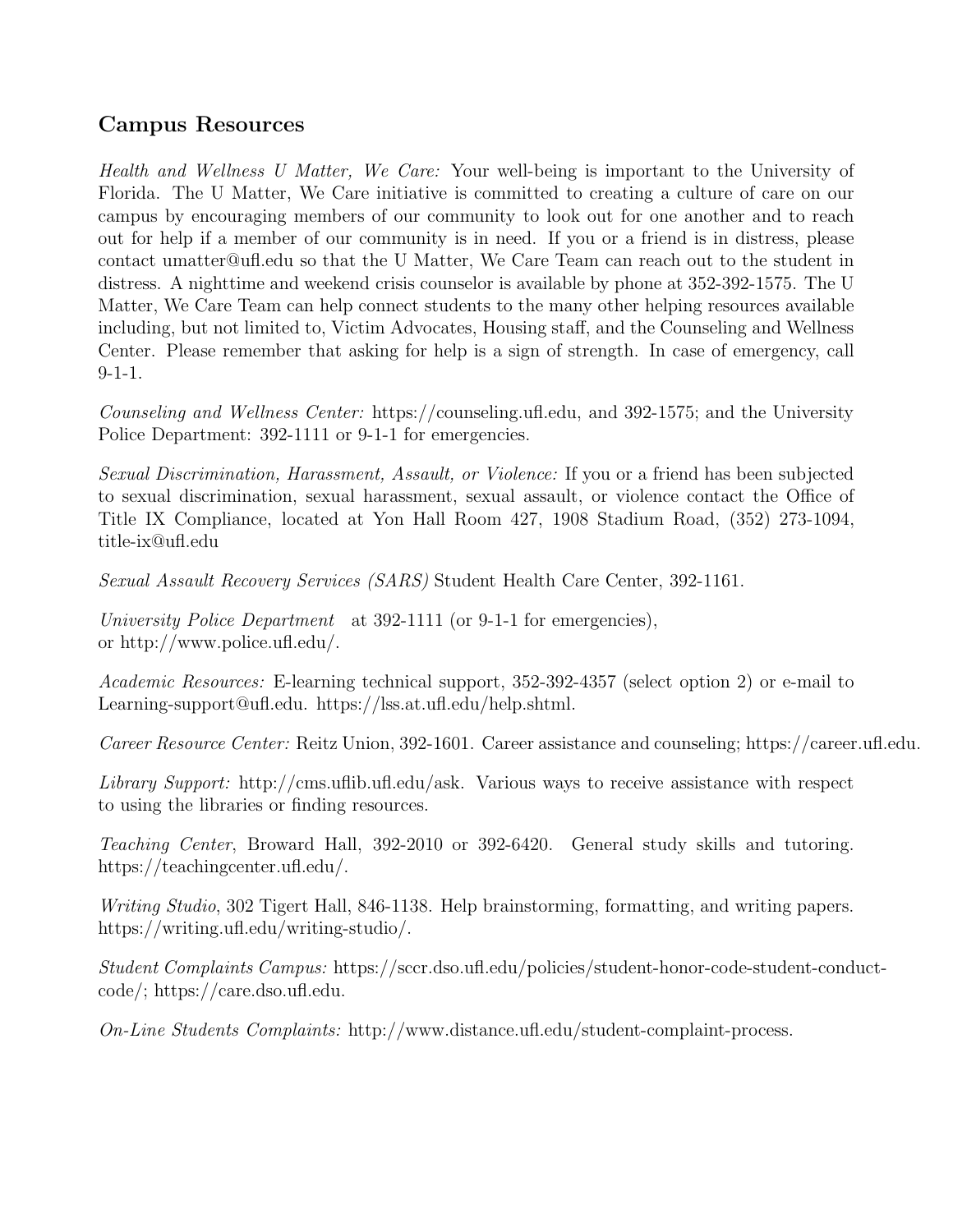## Campus Resources

*Health and Wellness U Matter, We Care:* Your well-being is important to the University of Florida. The U Matter, We Care initiative is committed to creating a culture of care on our campus by encouraging members of our community to look out for one another and to reach out for help if a member of our community is in need. If you or a friend is in distress, please contact umatter@ufl.edu so that the U Matter, We Care Team can reach out to the student in distress. A nighttime and weekend crisis counselor is available by phone at 352-392-1575. The U Matter, We Care Team can help connect students to the many other helping resources available including, but not limited to, Victim Advocates, Housing staff, and the Counseling and Wellness Center. Please remember that asking for help is a sign of strength. In case of emergency, call 9-1-1.

*Counseling and Wellness Center:* https://counseling.ufl.edu, and 392-1575; and the University Police Department: 392-1111 or 9-1-1 for emergencies.

*Sexual Discrimination, Harassment, Assault, or Violence:* If you or a friend has been subjected to sexual discrimination, sexual harassment, sexual assault, or violence contact the Office of Title IX Compliance, located at Yon Hall Room 427, 1908 Stadium Road, (352) 273-1094, title-ix@ufl.edu

*Sexual Assault Recovery Services (SARS)* Student Health Care Center, 392-1161.

*University Police Department* at 392-1111 (or 9-1-1 for emergencies), or http://www.police.ufl.edu/.

*Academic Resources:* E-learning technical support, 352-392-4357 (select option 2) or e-mail to Learning-support@ufl.edu. https://lss.at.ufl.edu/help.shtml.

*Career Resource Center:* Reitz Union, 392-1601. Career assistance and counseling; https://career.ufl.edu.

*Library Support:* http://cms.uflib.ufl.edu/ask. Various ways to receive assistance with respect to using the libraries or finding resources.

*Teaching Center*, Broward Hall, 392-2010 or 392-6420. General study skills and tutoring. https://teachingcenter.ufl.edu/.

*Writing Studio*, 302 Tigert Hall, 846-1138. Help brainstorming, formatting, and writing papers. https://writing.ufl.edu/writing-studio/.

*Student Complaints Campus:* https://sccr.dso.ufl.edu/policies/student-honor-code-student-conduct-code/; https://care.dso.ufl.edu.

*On-Line Students Complaints:* http://www.distance.ufl.edu/student-complaint-process.